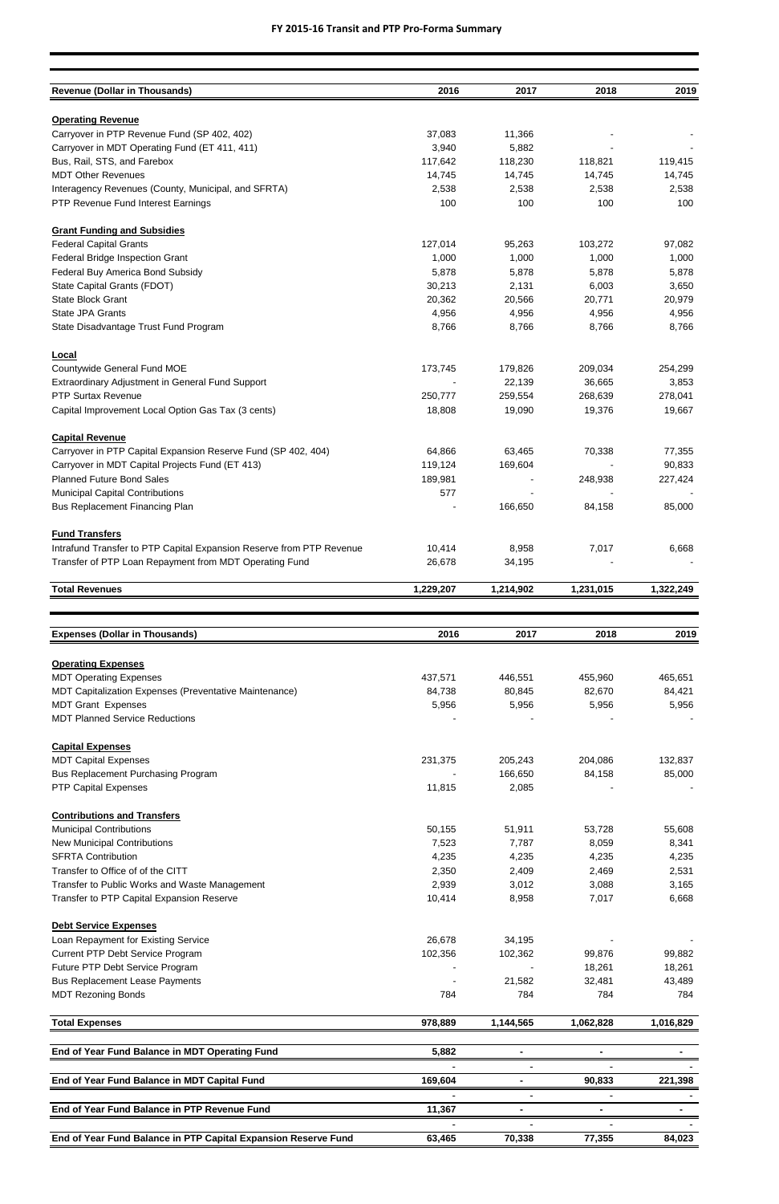# FY 2015-16 Transit and PTP Pro-Forma Summary

| Revenue (Dollar in Thousands) | 2016 | 2017 | 2018 | 2019 |
|---|---|---|---|---|
| **Operating Revenue** | | | | |
| Carryover in PTP Revenue Fund (SP 402, 402) | 37,083 | 11,366 | - | - |
| Carryover in MDT Operating Fund (ET 411, 411) | 3,940 | 5,882 | - | - |
| Bus, Rail, STS, and Farebox | 117,642 | 118,230 | 118,821 | 119,415 |
| MDT Other Revenues | 14,745 | 14,745 | 14,745 | 14,745 |
| Interagency Revenues (County, Municipal, and SFRTA) | 2,538 | 2,538 | 2,538 | 2,538 |
| PTP Revenue Fund Interest Earnings | 100 | 100 | 100 | 100 |
| **Grant Funding and Subsidies** | | | | |
| Federal Capital Grants | 127,014 | 95,263 | 103,272 | 97,082 |
| Federal Bridge Inspection Grant | 1,000 | 1,000 | 1,000 | 1,000 |
| Federal Buy America Bond Subsidy | 5,878 | 5,878 | 5,878 | 5,878 |
| State Capital Grants (FDOT) | 30,213 | 2,131 | 6,003 | 3,650 |
| State Block Grant | 20,362 | 20,566 | 20,771 | 20,979 |
| State JPA Grants | 4,956 | 4,956 | 4,956 | 4,956 |
| State Disadvantage Trust Fund Program | 8,766 | 8,766 | 8,766 | 8,766 |
| **Local** | | | | |
| Countywide General Fund MOE | 173,745 | 179,826 | 209,034 | 254,299 |
| Extraordinary Adjustment in General Fund Support | - | 22,139 | 36,665 | 3,853 |
| PTP Surtax Revenue | 250,777 | 259,554 | 268,639 | 278,041 |
| Capital Improvement Local Option Gas Tax (3 cents) | 18,808 | 19,090 | 19,376 | 19,667 |
| **Capital Revenue** | | | | |
| Carryover in PTP Capital Expansion Reserve Fund (SP 402, 404) | 64,866 | 63,465 | 70,338 | 77,355 |
| Carryover in MDT Capital Projects Fund (ET 413) | 119,124 | 169,604 | - | 90,833 |
| Planned Future Bond Sales | 189,981 | - | 248,938 | 227,424 |
| Municipal Capital Contributions | 577 | - | - | - |
| Bus Replacement Financing Plan | - | 166,650 | 84,158 | 85,000 |
| **Fund Transfers** | | | | |
| Intrafund Transfer to PTP Capital Expansion Reserve from PTP Revenue | 10,414 | 8,958 | 7,017 | 6,668 |
| Transfer of PTP Loan Repayment from MDT Operating Fund | 26,678 | 34,195 | - | - |
| **Total Revenues** | **1,229,207** | **1,214,902** | **1,231,015** | **1,322,249** |

| Expenses (Dollar in Thousands) | 2016 | 2017 | 2018 | 2019 |
|---|---|---|---|---|
| **Operating Expenses** | | | | |
| MDT Operating Expenses | 437,571 | 446,551 | 455,960 | 465,651 |
| MDT Capitalization Expenses (Preventative Maintenance) | 84,738 | 80,845 | 82,670 | 84,421 |
| MDT Grant Expenses | 5,956 | 5,956 | 5,956 | 5,956 |
| MDT Planned Service Reductions | - | - | - | - |
| **Capital Expenses** | | | | |
| MDT Capital Expenses | 231,375 | 205,243 | 204,086 | 132,837 |
| Bus Replacement Purchasing Program | - | 166,650 | 84,158 | 85,000 |
| PTP Capital Expenses | 11,815 | 2,085 | - | - |
| **Contributions and Transfers** | | | | |
| Municipal Contributions | 50,155 | 51,911 | 53,728 | 55,608 |
| New Municipal Contributions | 7,523 | 7,787 | 8,059 | 8,341 |
| SFRTA Contribution | 4,235 | 4,235 | 4,235 | 4,235 |
| Transfer to Office of of the CITT | 2,350 | 2,409 | 2,469 | 2,531 |
| Transfer to Public Works and Waste Management | 2,939 | 3,012 | 3,088 | 3,165 |
| Transfer to PTP Capital Expansion Reserve | 10,414 | 8,958 | 7,017 | 6,668 |
| **Debt Service Expenses** | | | | |
| Loan Repayment for Existing Service | 26,678 | 34,195 | - | - |
| Current PTP Debt Service Program | 102,356 | 102,362 | 99,876 | 99,882 |
| Future PTP Debt Service Program | - | - | 18,261 | 18,261 |
| Bus Replacement Lease Payments | - | 21,582 | 32,481 | 43,489 |
| MDT Rezoning Bonds | 784 | 784 | 784 | 784 |
| **Total Expenses** | **978,889** | **1,144,565** | **1,062,828** | **1,016,829** |
| **End of Year Fund Balance in MDT Operating Fund** | **5,882** | **-** | **-** | **-** |
| **End of Year Fund Balance in MDT Capital Fund** | **169,604** | **-** | **90,833** | **221,398** |
| **End of Year Fund Balance in PTP Revenue Fund** | **11,367** | **-** | **-** | **-** |
| **End of Year Fund Balance in PTP Capital Expansion Reserve Fund** | **63,465** | **70,338** | **77,355** | **84,023** |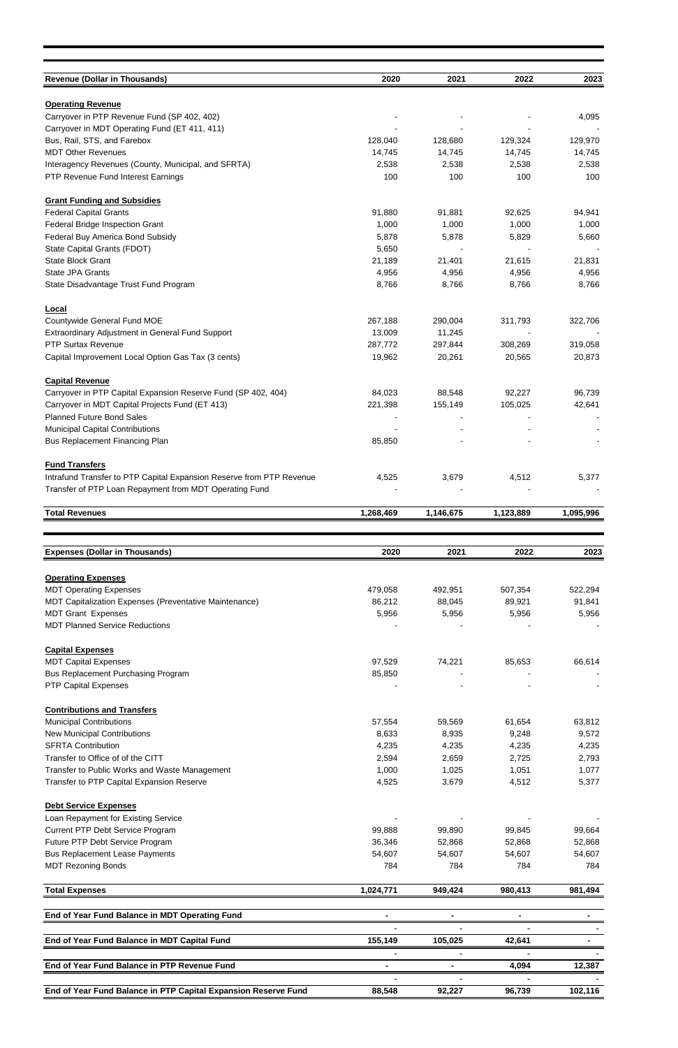| Revenue (Dollar in Thousands) | 2020 | 2021 | 2022 | 2023 |
|---|---|---|---|---|
| **Operating Revenue** | | | | |
| Carryover in PTP Revenue Fund (SP 402, 402) | - | - | - | 4,095 |
| Carryover in MDT Operating Fund (ET 411, 411) | - | - | - | - |
| Bus, Rail, STS, and Farebox | 128,040 | 128,680 | 129,324 | 129,970 |
| MDT Other Revenues | 14,745 | 14,745 | 14,745 | 14,745 |
| Interagency Revenues (County, Municipal, and SFRTA) | 2,538 | 2,538 | 2,538 | 2,538 |
| PTP Revenue Fund Interest Earnings | 100 | 100 | 100 | 100 |
| **Grant Funding and Subsidies** | | | | |
| Federal Capital Grants | 91,880 | 91,881 | 92,625 | 94,941 |
| Federal Bridge Inspection Grant | 1,000 | 1,000 | 1,000 | 1,000 |
| Federal Buy America Bond Subsidy | 5,878 | 5,878 | 5,829 | 5,660 |
| State Capital Grants (FDOT) | 5,650 | - | - | - |
| State Block Grant | 21,189 | 21,401 | 21,615 | 21,831 |
| State JPA Grants | 4,956 | 4,956 | 4,956 | 4,956 |
| State Disadvantage Trust Fund Program | 8,766 | 8,766 | 8,766 | 8,766 |
| **Local** | | | | |
| Countywide General Fund MOE | 267,188 | 290,004 | 311,793 | 322,706 |
| Extraordinary Adjustment in General Fund Support | 13,009 | 11,245 | - | - |
| PTP Surtax Revenue | 287,772 | 297,844 | 308,269 | 319,058 |
| Capital Improvement Local Option Gas Tax (3 cents) | 19,962 | 20,261 | 20,565 | 20,873 |
| **Capital Revenue** | | | | |
| Carryover in PTP Capital Expansion Reserve Fund (SP 402, 404) | 84,023 | 88,548 | 92,227 | 96,739 |
| Carryover in MDT Capital Projects Fund (ET 413) | 221,398 | 155,149 | 105,025 | 42,641 |
| Planned Future Bond Sales | - | - | - | - |
| Municipal Capital Contributions | - | - | - | - |
| Bus Replacement Financing Plan | 85,850 | - | - | - |
| **Fund Transfers** | | | | |
| Intrafund Transfer to PTP Capital Expansion Reserve from PTP Revenue | 4,525 | 3,679 | 4,512 | 5,377 |
| Transfer of PTP Loan Repayment from MDT Operating Fund | - | - | - | - |
| **Total Revenues** | **1,268,469** | **1,146,675** | **1,123,889** | **1,095,996** |

| Expenses (Dollar in Thousands) | 2020 | 2021 | 2022 | 2023 |
|---|---|---|---|---|
| **Operating Expenses** | | | | |
| MDT Operating Expenses | 479,058 | 492,951 | 507,354 | 522,294 |
| MDT Capitalization Expenses (Preventative Maintenance) | 86,212 | 88,045 | 89,921 | 91,841 |
| MDT Grant Expenses | 5,956 | 5,956 | 5,956 | 5,956 |
| MDT Planned Service Reductions | - | - | - | - |
| **Capital Expenses** | | | | |
| MDT Capital Expenses | 97,529 | 74,221 | 85,653 | 66,614 |
| Bus Replacement Purchasing Program | 85,850 | - | - | - |
| PTP Capital Expenses | - | - | - | - |
| **Contributions and Transfers** | | | | |
| Municipal Contributions | 57,554 | 59,569 | 61,654 | 63,812 |
| New Municipal Contributions | 8,633 | 8,935 | 9,248 | 9,572 |
| SFRTA Contribution | 4,235 | 4,235 | 4,235 | 4,235 |
| Transfer to Office of of the CITT | 2,594 | 2,659 | 2,725 | 2,793 |
| Transfer to Public Works and Waste Management | 1,000 | 1,025 | 1,051 | 1,077 |
| Transfer to PTP Capital Expansion Reserve | 4,525 | 3,679 | 4,512 | 5,377 |
| **Debt Service Expenses** | | | | |
| Loan Repayment for Existing Service | - | - | - | - |
| Current PTP Debt Service Program | 99,888 | 99,890 | 99,845 | 99,664 |
| Future PTP Debt Service Program | 36,346 | 52,868 | 52,868 | 52,868 |
| Bus Replacement Lease Payments | 54,607 | 54,607 | 54,607 | 54,607 |
| MDT Rezoning Bonds | 784 | 784 | 784 | 784 |
| **Total Expenses** | **1,024,771** | **949,424** | **980,413** | **981,494** |
| **End of Year Fund Balance in MDT Operating Fund** | **-** | **-** | **-** | **-** |
| **End of Year Fund Balance in MDT Capital Fund** | **155,149** | **105,025** | **42,641** | **-** |
| **End of Year Fund Balance in PTP Revenue Fund** | **-** | **-** | **4,094** | **12,387** |
| **End of Year Fund Balance in PTP Capital Expansion Reserve Fund** | **88,548** | **92,227** | **96,739** | **102,116** |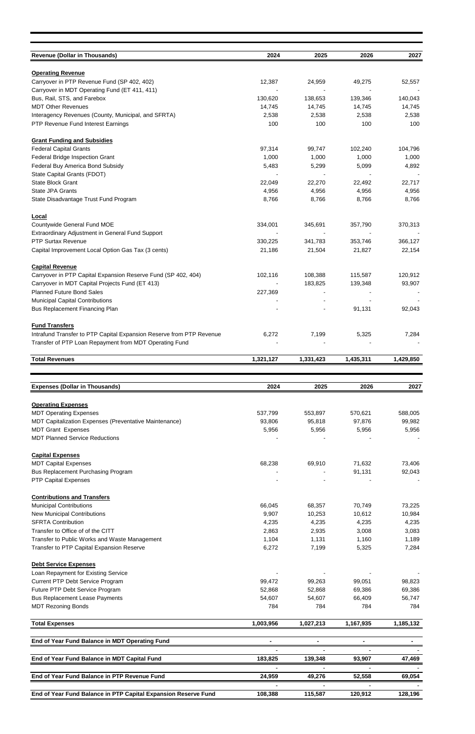| Revenue (Dollar in Thousands) | 2024 | 2025 | 2026 | 2027 |
|---|---|---|---|---|
| **Operating Revenue** | | | | |
| Carryover in PTP Revenue Fund (SP 402, 402) | 12,387 | 24,959 | 49,275 | 52,557 |
| Carryover in MDT Operating Fund (ET 411, 411) | - | - | - | - |
| Bus, Rail, STS, and Farebox | 130,620 | 138,653 | 139,346 | 140,043 |
| MDT Other Revenues | 14,745 | 14,745 | 14,745 | 14,745 |
| Interagency Revenues (County, Municipal, and SFRTA) | 2,538 | 2,538 | 2,538 | 2,538 |
| PTP Revenue Fund Interest Earnings | 100 | 100 | 100 | 100 |
| **Grant Funding and Subsidies** | | | | |
| Federal Capital Grants | 97,314 | 99,747 | 102,240 | 104,796 |
| Federal Bridge Inspection Grant | 1,000 | 1,000 | 1,000 | 1,000 |
| Federal Buy America Bond Subsidy | 5,483 | 5,299 | 5,099 | 4,892 |
| State Capital Grants (FDOT) | - | - | - | - |
| State Block Grant | 22,049 | 22,270 | 22,492 | 22,717 |
| State JPA Grants | 4,956 | 4,956 | 4,956 | 4,956 |
| State Disadvantage Trust Fund Program | 8,766 | 8,766 | 8,766 | 8,766 |
| **Local** | | | | |
| Countywide General Fund MOE | 334,001 | 345,691 | 357,790 | 370,313 |
| Extraordinary Adjustment in General Fund Support | - | - | - | - |
| PTP Surtax Revenue | 330,225 | 341,783 | 353,746 | 366,127 |
| Capital Improvement Local Option Gas Tax (3 cents) | 21,186 | 21,504 | 21,827 | 22,154 |
| **Capital Revenue** | | | | |
| Carryover in PTP Capital Expansion Reserve Fund (SP 402, 404) | 102,116 | 108,388 | 115,587 | 120,912 |
| Carryover in MDT Capital Projects Fund (ET 413) | - | 183,825 | 139,348 | 93,907 |
| Planned Future Bond Sales | 227,369 | - | - | - |
| Municipal Capital Contributions | - | - | - | - |
| Bus Replacement Financing Plan | - | - | 91,131 | 92,043 |
| **Fund Transfers** | | | | |
| Intrafund Transfer to PTP Capital Expansion Reserve from PTP Revenue | 6,272 | 7,199 | 5,325 | 7,284 |
| Transfer of PTP Loan Repayment from MDT Operating Fund | - | - | - | - |
| **Total Revenues** | **1,321,127** | **1,331,423** | **1,435,311** | **1,429,850** |

| Expenses (Dollar in Thousands) | 2024 | 2025 | 2026 | 2027 |
|---|---|---|---|---|
| **Operating Expenses** | | | | |
| MDT Operating Expenses | 537,799 | 553,897 | 570,621 | 588,005 |
| MDT Capitalization Expenses (Preventative Maintenance) | 93,806 | 95,818 | 97,876 | 99,982 |
| MDT Grant Expenses | 5,956 | 5,956 | 5,956 | 5,956 |
| MDT Planned Service Reductions | - | - | - | - |
| **Capital Expenses** | | | | |
| MDT Capital Expenses | 68,238 | 69,910 | 71,632 | 73,406 |
| Bus Replacement Purchasing Program | - | - | 91,131 | 92,043 |
| PTP Capital Expenses | - | - | - | - |
| **Contributions and Transfers** | | | | |
| Municipal Contributions | 66,045 | 68,357 | 70,749 | 73,225 |
| New Municipal Contributions | 9,907 | 10,253 | 10,612 | 10,984 |
| SFRTA Contribution | 4,235 | 4,235 | 4,235 | 4,235 |
| Transfer to Office of of the CITT | 2,863 | 2,935 | 3,008 | 3,083 |
| Transfer to Public Works and Waste Management | 1,104 | 1,131 | 1,160 | 1,189 |
| Transfer to PTP Capital Expansion Reserve | 6,272 | 7,199 | 5,325 | 7,284 |
| **Debt Service Expenses** | | | | |
| Loan Repayment for Existing Service | - | - | - | - |
| Current PTP Debt Service Program | 99,472 | 99,263 | 99,051 | 98,823 |
| Future PTP Debt Service Program | 52,868 | 52,868 | 69,386 | 69,386 |
| Bus Replacement Lease Payments | 54,607 | 54,607 | 66,409 | 56,747 |
| MDT Rezoning Bonds | 784 | 784 | 784 | 784 |
| **Total Expenses** | **1,003,956** | **1,027,213** | **1,167,935** | **1,185,132** |
| **End of Year Fund Balance in MDT Operating Fund** | **-** | **-** | **-** | **-** |
| | - | - | - | - |
| **End of Year Fund Balance in MDT Capital Fund** | **183,825** | **139,348** | **93,907** | **47,469** |
| | - | - | - | - |
| **End of Year Fund Balance in PTP Revenue Fund** | **24,959** | **49,276** | **52,558** | **69,054** |
| | - | - | - | - |
| **End of Year Fund Balance in PTP Capital Expansion Reserve Fund** | **108,388** | **115,587** | **120,912** | **128,196** |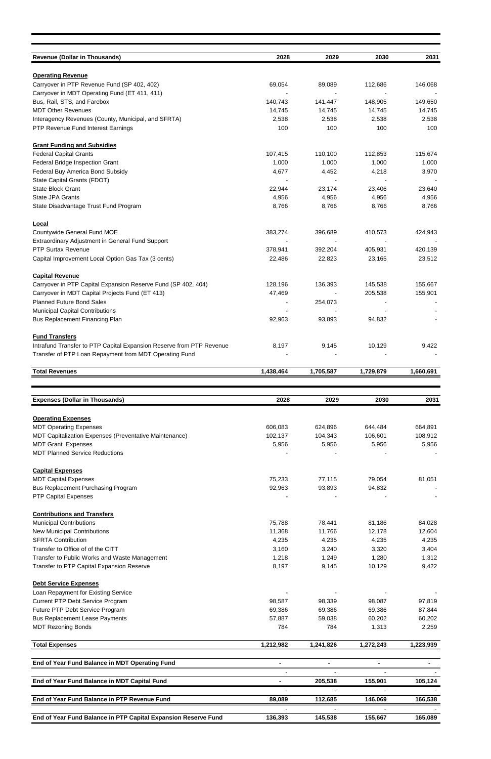| Revenue (Dollar in Thousands) | 2028 | 2029 | 2030 | 2031 |
|---|---|---|---|---|
| **Operating Revenue** | | | | |
| Carryover in PTP Revenue Fund (SP 402, 402) | 69,054 | 89,089 | 112,686 | 146,068 |
| Carryover in MDT Operating Fund (ET 411, 411) | - | - | - | - |
| Bus, Rail, STS, and Farebox | 140,743 | 141,447 | 148,905 | 149,650 |
| MDT Other Revenues | 14,745 | 14,745 | 14,745 | 14,745 |
| Interagency Revenues (County, Municipal, and SFRTA) | 2,538 | 2,538 | 2,538 | 2,538 |
| PTP Revenue Fund Interest Earnings | 100 | 100 | 100 | 100 |
| **Grant Funding and Subsidies** | | | | |
| Federal Capital Grants | 107,415 | 110,100 | 112,853 | 115,674 |
| Federal Bridge Inspection Grant | 1,000 | 1,000 | 1,000 | 1,000 |
| Federal Buy America Bond Subsidy | 4,677 | 4,452 | 4,218 | 3,970 |
| State Capital Grants (FDOT) | - | - | - | - |
| State Block Grant | 22,944 | 23,174 | 23,406 | 23,640 |
| State JPA Grants | 4,956 | 4,956 | 4,956 | 4,956 |
| State Disadvantage Trust Fund Program | 8,766 | 8,766 | 8,766 | 8,766 |
| **Local** | | | | |
| Countywide General Fund MOE | 383,274 | 396,689 | 410,573 | 424,943 |
| Extraordinary Adjustment in General Fund Support | - | - | - | - |
| PTP Surtax Revenue | 378,941 | 392,204 | 405,931 | 420,139 |
| Capital Improvement Local Option Gas Tax (3 cents) | 22,486 | 22,823 | 23,165 | 23,512 |
| **Capital Revenue** | | | | |
| Carryover in PTP Capital Expansion Reserve Fund (SP 402, 404) | 128,196 | 136,393 | 145,538 | 155,667 |
| Carryover in MDT Capital Projects Fund (ET 413) | 47,469 | - | 205,538 | 155,901 |
| Planned Future Bond Sales | - | 254,073 | - | - |
| Municipal Capital Contributions | - | - | - | - |
| Bus Replacement Financing Plan | 92,963 | 93,893 | 94,832 | - |
| **Fund Transfers** | | | | |
| Intrafund Transfer to PTP Capital Expansion Reserve from PTP Revenue | 8,197 | 9,145 | 10,129 | 9,422 |
| Transfer of PTP Loan Repayment from MDT Operating Fund | - | - | - | - |
| **Total Revenues** | **1,438,464** | **1,705,587** | **1,729,879** | **1,660,691** |

| Expenses (Dollar in Thousands) | 2028 | 2029 | 2030 | 2031 |
|---|---|---|---|---|
| **Operating Expenses** | | | | |
| MDT Operating Expenses | 606,083 | 624,896 | 644,484 | 664,891 |
| MDT Capitalization Expenses (Preventative Maintenance) | 102,137 | 104,343 | 106,601 | 108,912 |
| MDT Grant Expenses | 5,956 | 5,956 | 5,956 | 5,956 |
| MDT Planned Service Reductions | - | - | - | - |
| **Capital Expenses** | | | | |
| MDT Capital Expenses | 75,233 | 77,115 | 79,054 | 81,051 |
| Bus Replacement Purchasing Program | 92,963 | 93,893 | 94,832 | - |
| PTP Capital Expenses | - | - | - | - |
| **Contributions and Transfers** | | | | |
| Municipal Contributions | 75,788 | 78,441 | 81,186 | 84,028 |
| New Municipal Contributions | 11,368 | 11,766 | 12,178 | 12,604 |
| SFRTA Contribution | 4,235 | 4,235 | 4,235 | 4,235 |
| Transfer to Office of of the CITT | 3,160 | 3,240 | 3,320 | 3,404 |
| Transfer to Public Works and Waste Management | 1,218 | 1,249 | 1,280 | 1,312 |
| Transfer to PTP Capital Expansion Reserve | 8,197 | 9,145 | 10,129 | 9,422 |
| **Debt Service Expenses** | | | | |
| Loan Repayment for Existing Service | - | - | - | - |
| Current PTP Debt Service Program | 98,587 | 98,339 | 98,087 | 97,819 |
| Future PTP Debt Service Program | 69,386 | 69,386 | 69,386 | 87,844 |
| Bus Replacement Lease Payments | 57,887 | 59,038 | 60,202 | 60,202 |
| MDT Rezoning Bonds | 784 | 784 | 1,313 | 2,259 |
| **Total Expenses** | **1,212,982** | **1,241,826** | **1,272,243** | **1,223,939** |
| **End of Year Fund Balance in MDT Operating Fund** | **-** | **-** | **-** | **-** |
| | - | - | - | - |
| **End of Year Fund Balance in MDT Capital Fund** | **-** | **205,538** | **155,901** | **105,124** |
| | - | - | - | - |
| **End of Year Fund Balance in PTP Revenue Fund** | **89,089** | **112,685** | **146,069** | **166,538** |
| | - | - | - | - |
| **End of Year Fund Balance in PTP Capital Expansion Reserve Fund** | **136,393** | **145,538** | **155,667** | **165,089** |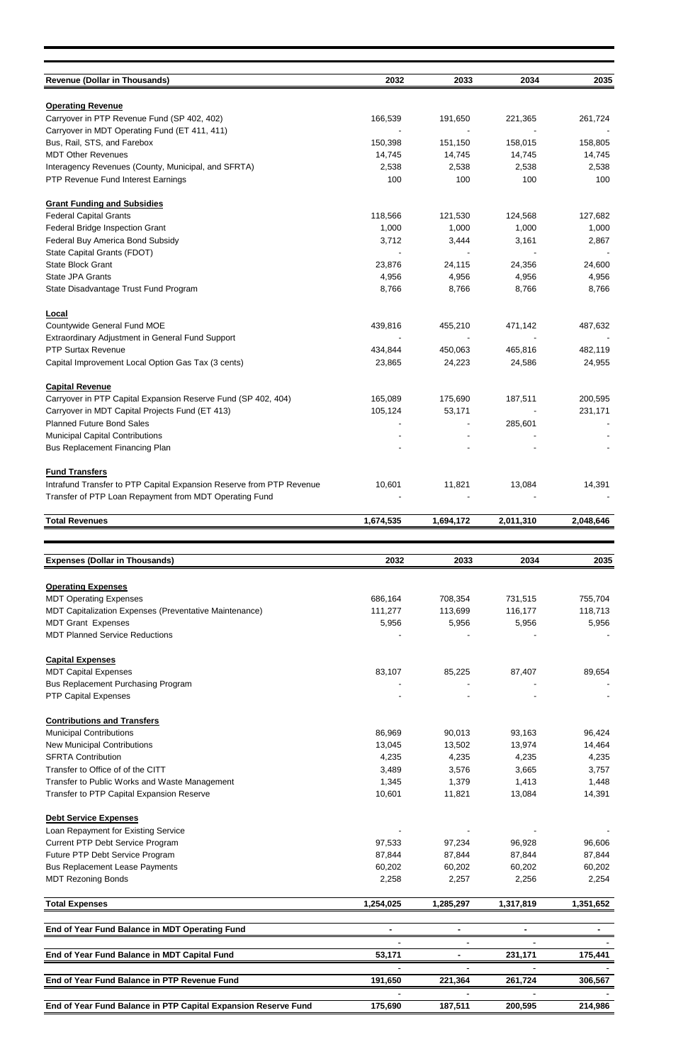| Revenue (Dollar in Thousands) | 2032 | 2033 | 2034 | 2035 |
|---|---|---|---|---|
| **Operating Revenue** | | | | |
| Carryover in PTP Revenue Fund (SP 402, 402) | 166,539 | 191,650 | 221,365 | 261,724 |
| Carryover in MDT Operating Fund (ET 411, 411) | - | - | - | - |
| Bus, Rail, STS, and Farebox | 150,398 | 151,150 | 158,015 | 158,805 |
| MDT Other Revenues | 14,745 | 14,745 | 14,745 | 14,745 |
| Interagency Revenues (County, Municipal, and SFRTA) | 2,538 | 2,538 | 2,538 | 2,538 |
| PTP Revenue Fund Interest Earnings | 100 | 100 | 100 | 100 |
| **Grant Funding and Subsidies** | | | | |
| Federal Capital Grants | 118,566 | 121,530 | 124,568 | 127,682 |
| Federal Bridge Inspection Grant | 1,000 | 1,000 | 1,000 | 1,000 |
| Federal Buy America Bond Subsidy | 3,712 | 3,444 | 3,161 | 2,867 |
| State Capital Grants (FDOT) | - | - | - | - |
| State Block Grant | 23,876 | 24,115 | 24,356 | 24,600 |
| State JPA Grants | 4,956 | 4,956 | 4,956 | 4,956 |
| State Disadvantage Trust Fund Program | 8,766 | 8,766 | 8,766 | 8,766 |
| **Local** | | | | |
| Countywide General Fund MOE | 439,816 | 455,210 | 471,142 | 487,632 |
| Extraordinary Adjustment in General Fund Support | - | - | - | - |
| PTP Surtax Revenue | 434,844 | 450,063 | 465,816 | 482,119 |
| Capital Improvement Local Option Gas Tax (3 cents) | 23,865 | 24,223 | 24,586 | 24,955 |
| **Capital Revenue** | | | | |
| Carryover in PTP Capital Expansion Reserve Fund (SP 402, 404) | 165,089 | 175,690 | 187,511 | 200,595 |
| Carryover in MDT Capital Projects Fund (ET 413) | 105,124 | 53,171 | - | 231,171 |
| Planned Future Bond Sales | - | - | 285,601 | - |
| Municipal Capital Contributions | - | - | - | - |
| Bus Replacement Financing Plan | - | - | - | - |
| **Fund Transfers** | | | | |
| Intrafund Transfer to PTP Capital Expansion Reserve from PTP Revenue | 10,601 | 11,821 | 13,084 | 14,391 |
| Transfer of PTP Loan Repayment from MDT Operating Fund | - | - | - | - |
| **Total Revenues** | **1,674,535** | **1,694,172** | **2,011,310** | **2,048,646** |

| Expenses (Dollar in Thousands) | 2032 | 2033 | 2034 | 2035 |
|---|---|---|---|---|
| **Operating Expenses** | | | | |
| MDT Operating Expenses | 686,164 | 708,354 | 731,515 | 755,704 |
| MDT Capitalization Expenses (Preventative Maintenance) | 111,277 | 113,699 | 116,177 | 118,713 |
| MDT Grant Expenses | 5,956 | 5,956 | 5,956 | 5,956 |
| MDT Planned Service Reductions | - | - | - | - |
| **Capital Expenses** | | | | |
| MDT Capital Expenses | 83,107 | 85,225 | 87,407 | 89,654 |
| Bus Replacement Purchasing Program | - | - | - | - |
| PTP Capital Expenses | - | - | - | - |
| **Contributions and Transfers** | | | | |
| Municipal Contributions | 86,969 | 90,013 | 93,163 | 96,424 |
| New Municipal Contributions | 13,045 | 13,502 | 13,974 | 14,464 |
| SFRTA Contribution | 4,235 | 4,235 | 4,235 | 4,235 |
| Transfer to Office of of the CITT | 3,489 | 3,576 | 3,665 | 3,757 |
| Transfer to Public Works and Waste Management | 1,345 | 1,379 | 1,413 | 1,448 |
| Transfer to PTP Capital Expansion Reserve | 10,601 | 11,821 | 13,084 | 14,391 |
| **Debt Service Expenses** | | | | |
| Loan Repayment for Existing Service | - | - | - | - |
| Current PTP Debt Service Program | 97,533 | 97,234 | 96,928 | 96,606 |
| Future PTP Debt Service Program | 87,844 | 87,844 | 87,844 | 87,844 |
| Bus Replacement Lease Payments | 60,202 | 60,202 | 60,202 | 60,202 |
| MDT Rezoning Bonds | 2,258 | 2,257 | 2,256 | 2,254 |
| **Total Expenses** | **1,254,025** | **1,285,297** | **1,317,819** | **1,351,652** |
| **End of Year Fund Balance in MDT Operating Fund** | **-** | **-** | **-** | **-** |
| **End of Year Fund Balance in MDT Capital Fund** | **53,171** | **-** | **231,171** | **175,441** |
| **End of Year Fund Balance in PTP Revenue Fund** | **191,650** | **221,364** | **261,724** | **306,567** |
| **End of Year Fund Balance in PTP Capital Expansion Reserve Fund** | **175,690** | **187,511** | **200,595** | **214,986** |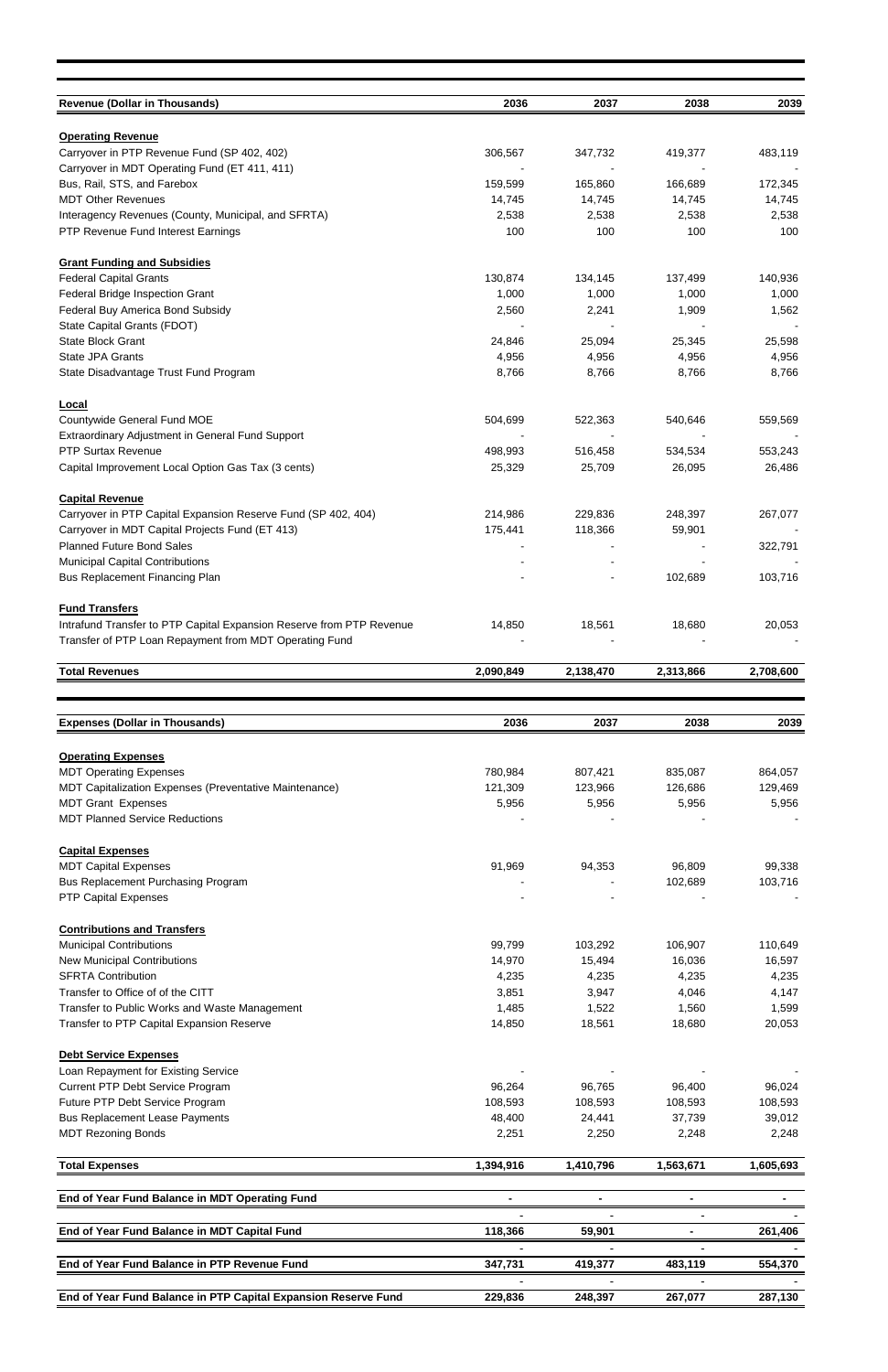| Revenue (Dollar in Thousands) | 2036 | 2037 | 2038 | 2039 |
|---|---|---|---|---|
| **Operating Revenue** | | | | |
| Carryover in PTP Revenue Fund (SP 402, 402) | 306,567 | 347,732 | 419,377 | 483,119 |
| Carryover in MDT Operating Fund (ET 411, 411) | - | - | - | - |
| Bus, Rail, STS, and Farebox | 159,599 | 165,860 | 166,689 | 172,345 |
| MDT Other Revenues | 14,745 | 14,745 | 14,745 | 14,745 |
| Interagency Revenues (County, Municipal, and SFRTA) | 2,538 | 2,538 | 2,538 | 2,538 |
| PTP Revenue Fund Interest Earnings | 100 | 100 | 100 | 100 |
| **Grant Funding and Subsidies** | | | | |
| Federal Capital Grants | 130,874 | 134,145 | 137,499 | 140,936 |
| Federal Bridge Inspection Grant | 1,000 | 1,000 | 1,000 | 1,000 |
| Federal Buy America Bond Subsidy | 2,560 | 2,241 | 1,909 | 1,562 |
| State Capital Grants (FDOT) | - | - | - | - |
| State Block Grant | 24,846 | 25,094 | 25,345 | 25,598 |
| State JPA Grants | 4,956 | 4,956 | 4,956 | 4,956 |
| State Disadvantage Trust Fund Program | 8,766 | 8,766 | 8,766 | 8,766 |
| **Local** | | | | |
| Countywide General Fund MOE | 504,699 | 522,363 | 540,646 | 559,569 |
| Extraordinary Adjustment in General Fund Support | - | - | - | - |
| PTP Surtax Revenue | 498,993 | 516,458 | 534,534 | 553,243 |
| Capital Improvement Local Option Gas Tax (3 cents) | 25,329 | 25,709 | 26,095 | 26,486 |
| **Capital Revenue** | | | | |
| Carryover in PTP Capital Expansion Reserve Fund (SP 402, 404) | 214,986 | 229,836 | 248,397 | 267,077 |
| Carryover in MDT Capital Projects Fund (ET 413) | 175,441 | 118,366 | 59,901 | - |
| Planned Future Bond Sales | - | - | - | 322,791 |
| Municipal Capital Contributions | - | - | - | - |
| Bus Replacement Financing Plan | - | - | 102,689 | 103,716 |
| **Fund Transfers** | | | | |
| Intrafund Transfer to PTP Capital Expansion Reserve from PTP Revenue | 14,850 | 18,561 | 18,680 | 20,053 |
| Transfer of PTP Loan Repayment from MDT Operating Fund | - | - | - | - |
| **Total Revenues** | **2,090,849** | **2,138,470** | **2,313,866** | **2,708,600** |

| Expenses (Dollar in Thousands) | 2036 | 2037 | 2038 | 2039 |
|---|---|---|---|---|
| **Operating Expenses** | | | | |
| MDT Operating Expenses | 780,984 | 807,421 | 835,087 | 864,057 |
| MDT Capitalization Expenses (Preventative Maintenance) | 121,309 | 123,966 | 126,686 | 129,469 |
| MDT Grant Expenses | 5,956 | 5,956 | 5,956 | 5,956 |
| MDT Planned Service Reductions | - | - | - | - |
| **Capital Expenses** | | | | |
| MDT Capital Expenses | 91,969 | 94,353 | 96,809 | 99,338 |
| Bus Replacement Purchasing Program | - | - | 102,689 | 103,716 |
| PTP Capital Expenses | - | - | - | - |
| **Contributions and Transfers** | | | | |
| Municipal Contributions | 99,799 | 103,292 | 106,907 | 110,649 |
| New Municipal Contributions | 14,970 | 15,494 | 16,036 | 16,597 |
| SFRTA Contribution | 4,235 | 4,235 | 4,235 | 4,235 |
| Transfer to Office of of the CITT | 3,851 | 3,947 | 4,046 | 4,147 |
| Transfer to Public Works and Waste Management | 1,485 | 1,522 | 1,560 | 1,599 |
| Transfer to PTP Capital Expansion Reserve | 14,850 | 18,561 | 18,680 | 20,053 |
| **Debt Service Expenses** | | | | |
| Loan Repayment for Existing Service | - | - | - | - |
| Current PTP Debt Service Program | 96,264 | 96,765 | 96,400 | 96,024 |
| Future PTP Debt Service Program | 108,593 | 108,593 | 108,593 | 108,593 |
| Bus Replacement Lease Payments | 48,400 | 24,441 | 37,739 | 39,012 |
| MDT Rezoning Bonds | 2,251 | 2,250 | 2,248 | 2,248 |
| **Total Expenses** | **1,394,916** | **1,410,796** | **1,563,671** | **1,605,693** |
| **End of Year Fund Balance in MDT Operating Fund** | **-** | **-** | **-** | **-** |
| | - | - | - | - |
| **End of Year Fund Balance in MDT Capital Fund** | **118,366** | **59,901** | **-** | **261,406** |
| | - | - | - | - |
| **End of Year Fund Balance in PTP Revenue Fund** | **347,731** | **419,377** | **483,119** | **554,370** |
| | - | - | - | - |
| **End of Year Fund Balance in PTP Capital Expansion Reserve Fund** | **229,836** | **248,397** | **267,077** | **287,130** |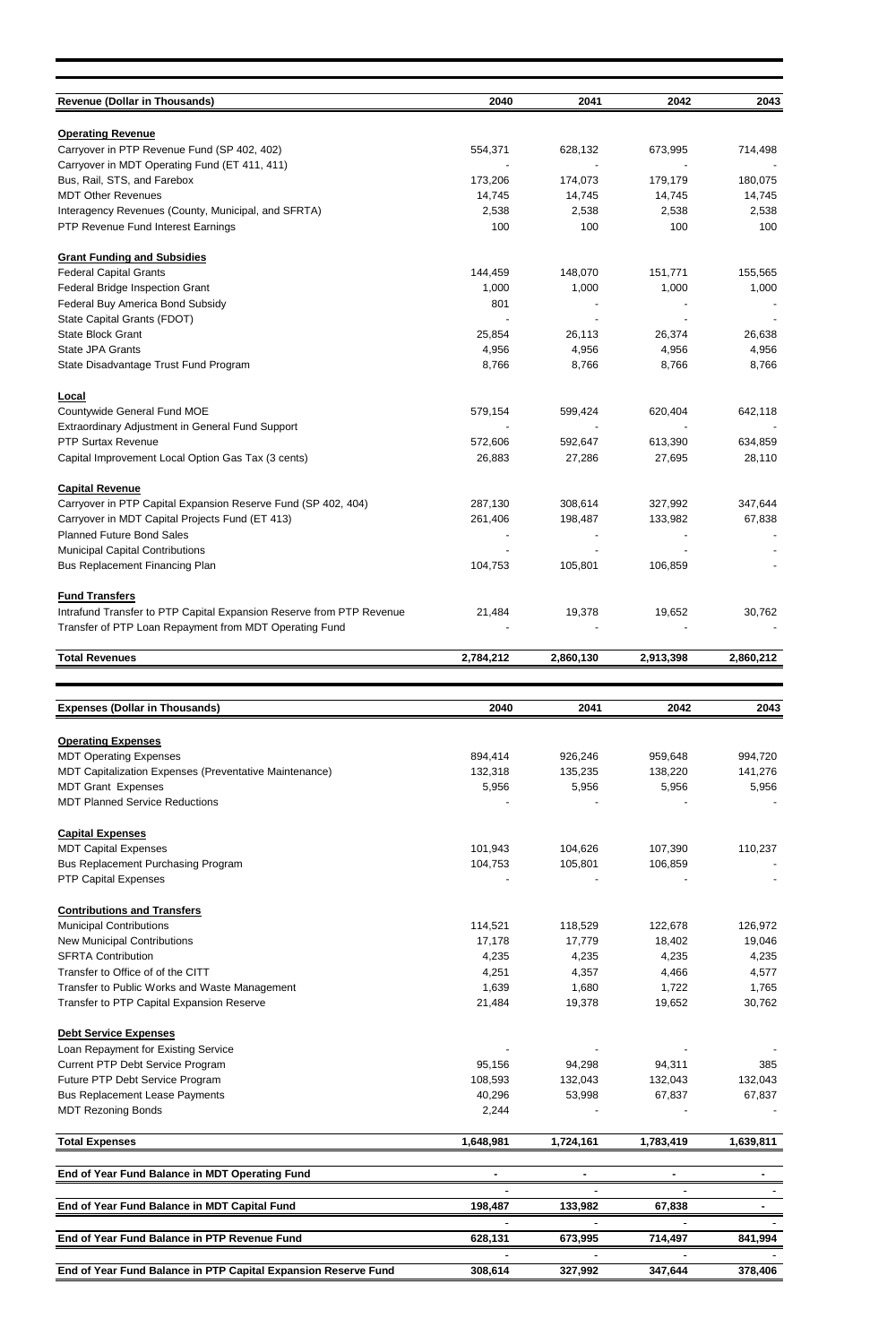| Revenue (Dollar in Thousands) | 2040 | 2041 | 2042 | 2043 |
|---|---|---|---|---|
| **Operating Revenue** | | | | |
| Carryover in PTP Revenue Fund (SP 402, 402) | 554,371 | 628,132 | 673,995 | 714,498 |
| Carryover in MDT Operating Fund (ET 411, 411) | - | - | - | - |
| Bus, Rail, STS, and Farebox | 173,206 | 174,073 | 179,179 | 180,075 |
| MDT Other Revenues | 14,745 | 14,745 | 14,745 | 14,745 |
| Interagency Revenues (County, Municipal, and SFRTA) | 2,538 | 2,538 | 2,538 | 2,538 |
| PTP Revenue Fund Interest Earnings | 100 | 100 | 100 | 100 |
| **Grant Funding and Subsidies** | | | | |
| Federal Capital Grants | 144,459 | 148,070 | 151,771 | 155,565 |
| Federal Bridge Inspection Grant | 1,000 | 1,000 | 1,000 | 1,000 |
| Federal Buy America Bond Subsidy | 801 | - | - | - |
| State Capital Grants (FDOT) | - | - | - | - |
| State Block Grant | 25,854 | 26,113 | 26,374 | 26,638 |
| State JPA Grants | 4,956 | 4,956 | 4,956 | 4,956 |
| State Disadvantage Trust Fund Program | 8,766 | 8,766 | 8,766 | 8,766 |
| **Local** | | | | |
| Countywide General Fund MOE | 579,154 | 599,424 | 620,404 | 642,118 |
| Extraordinary Adjustment in General Fund Support | - | - | - | - |
| PTP Surtax Revenue | 572,606 | 592,647 | 613,390 | 634,859 |
| Capital Improvement Local Option Gas Tax (3 cents) | 26,883 | 27,286 | 27,695 | 28,110 |
| **Capital Revenue** | | | | |
| Carryover in PTP Capital Expansion Reserve Fund (SP 402, 404) | 287,130 | 308,614 | 327,992 | 347,644 |
| Carryover in MDT Capital Projects Fund (ET 413) | 261,406 | 198,487 | 133,982 | 67,838 |
| Planned Future Bond Sales | - | - | - | - |
| Municipal Capital Contributions | - | - | - | - |
| Bus Replacement Financing Plan | 104,753 | 105,801 | 106,859 | - |
| **Fund Transfers** | | | | |
| Intrafund Transfer to PTP Capital Expansion Reserve from PTP Revenue | 21,484 | 19,378 | 19,652 | 30,762 |
| Transfer of PTP Loan Repayment from MDT Operating Fund | - | - | - | - |
| **Total Revenues** | **2,784,212** | **2,860,130** | **2,913,398** | **2,860,212** |

| Expenses (Dollar in Thousands) | 2040 | 2041 | 2042 | 2043 |
|---|---|---|---|---|
| **Operating Expenses** | | | | |
| MDT Operating Expenses | 894,414 | 926,246 | 959,648 | 994,720 |
| MDT Capitalization Expenses (Preventative Maintenance) | 132,318 | 135,235 | 138,220 | 141,276 |
| MDT Grant Expenses | 5,956 | 5,956 | 5,956 | 5,956 |
| MDT Planned Service Reductions | - | - | - | - |
| **Capital Expenses** | | | | |
| MDT Capital Expenses | 101,943 | 104,626 | 107,390 | 110,237 |
| Bus Replacement Purchasing Program | 104,753 | 105,801 | 106,859 | - |
| PTP Capital Expenses | - | - | - | - |
| **Contributions and Transfers** | | | | |
| Municipal Contributions | 114,521 | 118,529 | 122,678 | 126,972 |
| New Municipal Contributions | 17,178 | 17,779 | 18,402 | 19,046 |
| SFRTA Contribution | 4,235 | 4,235 | 4,235 | 4,235 |
| Transfer to Office of of the CITT | 4,251 | 4,357 | 4,466 | 4,577 |
| Transfer to Public Works and Waste Management | 1,639 | 1,680 | 1,722 | 1,765 |
| Transfer to PTP Capital Expansion Reserve | 21,484 | 19,378 | 19,652 | 30,762 |
| **Debt Service Expenses** | | | | |
| Loan Repayment for Existing Service | - | - | - | - |
| Current PTP Debt Service Program | 95,156 | 94,298 | 94,311 | 385 |
| Future PTP Debt Service Program | 108,593 | 132,043 | 132,043 | 132,043 |
| Bus Replacement Lease Payments | 40,296 | 53,998 | 67,837 | 67,837 |
| MDT Rezoning Bonds | 2,244 | - | - | - |
| **Total Expenses** | **1,648,981** | **1,724,161** | **1,783,419** | **1,639,811** |
| **End of Year Fund Balance in MDT Operating Fund** | **-** | **-** | **-** | **-** |
| | - | - | - | - |
| **End of Year Fund Balance in MDT Capital Fund** | **198,487** | **133,982** | **67,838** | **-** |
| | - | - | - | - |
| **End of Year Fund Balance in PTP Revenue Fund** | **628,131** | **673,995** | **714,497** | **841,994** |
| | - | - | - | - |
| **End of Year Fund Balance in PTP Capital Expansion Reserve Fund** | **308,614** | **327,992** | **347,644** | **378,406** |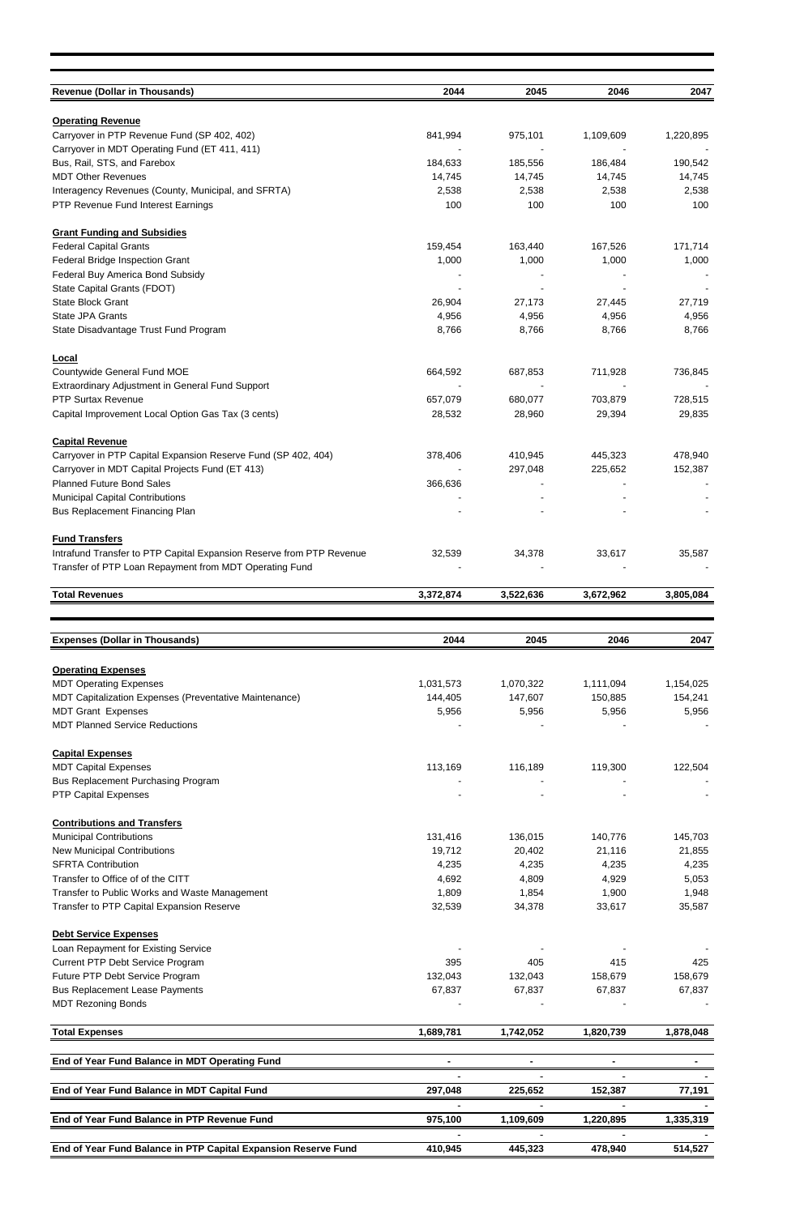| Revenue (Dollar in Thousands) | 2044 | 2045 | 2046 | 2047 |
|---|---|---|---|---|
| **Operating Revenue** | | | | |
| Carryover in PTP Revenue Fund (SP 402, 402) | 841,994 | 975,101 | 1,109,609 | 1,220,895 |
| Carryover in MDT Operating Fund (ET 411, 411) | - | - | - | - |
| Bus, Rail, STS, and Farebox | 184,633 | 185,556 | 186,484 | 190,542 |
| MDT Other Revenues | 14,745 | 14,745 | 14,745 | 14,745 |
| Interagency Revenues (County, Municipal, and SFRTA) | 2,538 | 2,538 | 2,538 | 2,538 |
| PTP Revenue Fund Interest Earnings | 100 | 100 | 100 | 100 |
| **Grant Funding and Subsidies** | | | | |
| Federal Capital Grants | 159,454 | 163,440 | 167,526 | 171,714 |
| Federal Bridge Inspection Grant | 1,000 | 1,000 | 1,000 | 1,000 |
| Federal Buy America Bond Subsidy | - | - | - | - |
| State Capital Grants (FDOT) | - | - | - | - |
| State Block Grant | 26,904 | 27,173 | 27,445 | 27,719 |
| State JPA Grants | 4,956 | 4,956 | 4,956 | 4,956 |
| State Disadvantage Trust Fund Program | 8,766 | 8,766 | 8,766 | 8,766 |
| **Local** | | | | |
| Countywide General Fund MOE | 664,592 | 687,853 | 711,928 | 736,845 |
| Extraordinary Adjustment in General Fund Support | - | - | - | - |
| PTP Surtax Revenue | 657,079 | 680,077 | 703,879 | 728,515 |
| Capital Improvement Local Option Gas Tax (3 cents) | 28,532 | 28,960 | 29,394 | 29,835 |
| **Capital Revenue** | | | | |
| Carryover in PTP Capital Expansion Reserve Fund (SP 402, 404) | 378,406 | 410,945 | 445,323 | 478,940 |
| Carryover in MDT Capital Projects Fund (ET 413) | - | 297,048 | 225,652 | 152,387 |
| Planned Future Bond Sales | 366,636 | - | - | - |
| Municipal Capital Contributions | - | - | - | - |
| Bus Replacement Financing Plan | - | - | - | - |
| **Fund Transfers** | | | | |
| Intrafund Transfer to PTP Capital Expansion Reserve from PTP Revenue | 32,539 | 34,378 | 33,617 | 35,587 |
| Transfer of PTP Loan Repayment from MDT Operating Fund | - | - | - | - |
| **Total Revenues** | **3,372,874** | **3,522,636** | **3,672,962** | **3,805,084** |

| Expenses (Dollar in Thousands) | 2044 | 2045 | 2046 | 2047 |
|---|---|---|---|---|
| **Operating Expenses** | | | | |
| MDT Operating Expenses | 1,031,573 | 1,070,322 | 1,111,094 | 1,154,025 |
| MDT Capitalization Expenses (Preventative Maintenance) | 144,405 | 147,607 | 150,885 | 154,241 |
| MDT Grant Expenses | 5,956 | 5,956 | 5,956 | 5,956 |
| MDT Planned Service Reductions | - | - | - | - |
| **Capital Expenses** | | | | |
| MDT Capital Expenses | 113,169 | 116,189 | 119,300 | 122,504 |
| Bus Replacement Purchasing Program | - | - | - | - |
| PTP Capital Expenses | - | - | - | - |
| **Contributions and Transfers** | | | | |
| Municipal Contributions | 131,416 | 136,015 | 140,776 | 145,703 |
| New Municipal Contributions | 19,712 | 20,402 | 21,116 | 21,855 |
| SFRTA Contribution | 4,235 | 4,235 | 4,235 | 4,235 |
| Transfer to Office of of the CITT | 4,692 | 4,809 | 4,929 | 5,053 |
| Transfer to Public Works and Waste Management | 1,809 | 1,854 | 1,900 | 1,948 |
| Transfer to PTP Capital Expansion Reserve | 32,539 | 34,378 | 33,617 | 35,587 |
| **Debt Service Expenses** | | | | |
| Loan Repayment for Existing Service | - | - | - | - |
| Current PTP Debt Service Program | 395 | 405 | 415 | 425 |
| Future PTP Debt Service Program | 132,043 | 132,043 | 158,679 | 158,679 |
| Bus Replacement Lease Payments | 67,837 | 67,837 | 67,837 | 67,837 |
| MDT Rezoning Bonds | - | - | - | - |
| **Total Expenses** | **1,689,781** | **1,742,052** | **1,820,739** | **1,878,048** |
| **End of Year Fund Balance in MDT Operating Fund** | **-** | **-** | **-** | **-** |
| **End of Year Fund Balance in MDT Capital Fund** | **297,048** | **225,652** | **152,387** | **77,191** |
| **End of Year Fund Balance in PTP Revenue Fund** | **975,100** | **1,109,609** | **1,220,895** | **1,335,319** |
| **End of Year Fund Balance in PTP Capital Expansion Reserve Fund** | **410,945** | **445,323** | **478,940** | **514,527** |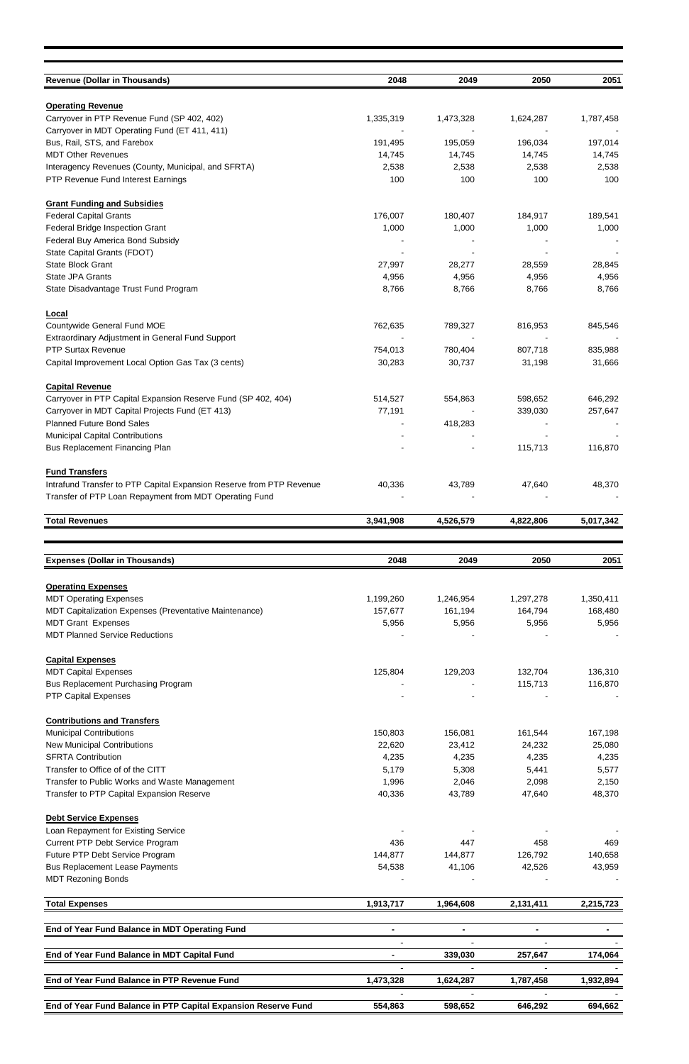| Revenue (Dollar in Thousands) | 2048 | 2049 | 2050 | 2051 |
|---|---|---|---|---|
| **Operating Revenue** | | | | |
| Carryover in PTP Revenue Fund (SP 402, 402) | 1,335,319 | 1,473,328 | 1,624,287 | 1,787,458 |
| Carryover in MDT Operating Fund (ET 411, 411) | - | - | - | - |
| Bus, Rail, STS, and Farebox | 191,495 | 195,059 | 196,034 | 197,014 |
| MDT Other Revenues | 14,745 | 14,745 | 14,745 | 14,745 |
| Interagency Revenues (County, Municipal, and SFRTA) | 2,538 | 2,538 | 2,538 | 2,538 |
| PTP Revenue Fund Interest Earnings | 100 | 100 | 100 | 100 |
| **Grant Funding and Subsidies** | | | | |
| Federal Capital Grants | 176,007 | 180,407 | 184,917 | 189,541 |
| Federal Bridge Inspection Grant | 1,000 | 1,000 | 1,000 | 1,000 |
| Federal Buy America Bond Subsidy | - | - | - | - |
| State Capital Grants (FDOT) | - | - | - | - |
| State Block Grant | 27,997 | 28,277 | 28,559 | 28,845 |
| State JPA Grants | 4,956 | 4,956 | 4,956 | 4,956 |
| State Disadvantage Trust Fund Program | 8,766 | 8,766 | 8,766 | 8,766 |
| **Local** | | | | |
| Countywide General Fund MOE | 762,635 | 789,327 | 816,953 | 845,546 |
| Extraordinary Adjustment in General Fund Support | - | - | - | - |
| PTP Surtax Revenue | 754,013 | 780,404 | 807,718 | 835,988 |
| Capital Improvement Local Option Gas Tax (3 cents) | 30,283 | 30,737 | 31,198 | 31,666 |
| **Capital Revenue** | | | | |
| Carryover in PTP Capital Expansion Reserve Fund (SP 402, 404) | 514,527 | 554,863 | 598,652 | 646,292 |
| Carryover in MDT Capital Projects Fund (ET 413) | 77,191 | - | 339,030 | 257,647 |
| Planned Future Bond Sales | - | 418,283 | - | - |
| Municipal Capital Contributions | - | - | - | - |
| Bus Replacement Financing Plan | - | - | 115,713 | 116,870 |
| **Fund Transfers** | | | | |
| Intrafund Transfer to PTP Capital Expansion Reserve from PTP Revenue | 40,336 | 43,789 | 47,640 | 48,370 |
| Transfer of PTP Loan Repayment from MDT Operating Fund | - | - | - | - |
| **Total Revenues** | **3,941,908** | **4,526,579** | **4,822,806** | **5,017,342** |

| Expenses (Dollar in Thousands) | 2048 | 2049 | 2050 | 2051 |
|---|---|---|---|---|
| **Operating Expenses** | | | | |
| MDT Operating Expenses | 1,199,260 | 1,246,954 | 1,297,278 | 1,350,411 |
| MDT Capitalization Expenses (Preventative Maintenance) | 157,677 | 161,194 | 164,794 | 168,480 |
| MDT Grant Expenses | 5,956 | 5,956 | 5,956 | 5,956 |
| MDT Planned Service Reductions | - | - | - | - |
| **Capital Expenses** | | | | |
| MDT Capital Expenses | 125,804 | 129,203 | 132,704 | 136,310 |
| Bus Replacement Purchasing Program | - | - | 115,713 | 116,870 |
| PTP Capital Expenses | - | - | - | - |
| **Contributions and Transfers** | | | | |
| Municipal Contributions | 150,803 | 156,081 | 161,544 | 167,198 |
| New Municipal Contributions | 22,620 | 23,412 | 24,232 | 25,080 |
| SFRTA Contribution | 4,235 | 4,235 | 4,235 | 4,235 |
| Transfer to Office of of the CITT | 5,179 | 5,308 | 5,441 | 5,577 |
| Transfer to Public Works and Waste Management | 1,996 | 2,046 | 2,098 | 2,150 |
| Transfer to PTP Capital Expansion Reserve | 40,336 | 43,789 | 47,640 | 48,370 |
| **Debt Service Expenses** | | | | |
| Loan Repayment for Existing Service | - | - | - | - |
| Current PTP Debt Service Program | 436 | 447 | 458 | 469 |
| Future PTP Debt Service Program | 144,877 | 144,877 | 126,792 | 140,658 |
| Bus Replacement Lease Payments | 54,538 | 41,106 | 42,526 | 43,959 |
| MDT Rezoning Bonds | - | - | - | - |
| **Total Expenses** | **1,913,717** | **1,964,608** | **2,131,411** | **2,215,723** |
| **End of Year Fund Balance in MDT Operating Fund** | **-** | **-** | **-** | **-** |
| | - | - | - | - |
| **End of Year Fund Balance in MDT Capital Fund** | **-** | **339,030** | **257,647** | **174,064** |
| | - | - | - | - |
| **End of Year Fund Balance in PTP Revenue Fund** | **1,473,328** | **1,624,287** | **1,787,458** | **1,932,894** |
| | - | - | - | - |
| **End of Year Fund Balance in PTP Capital Expansion Reserve Fund** | **554,863** | **598,652** | **646,292** | **694,662** |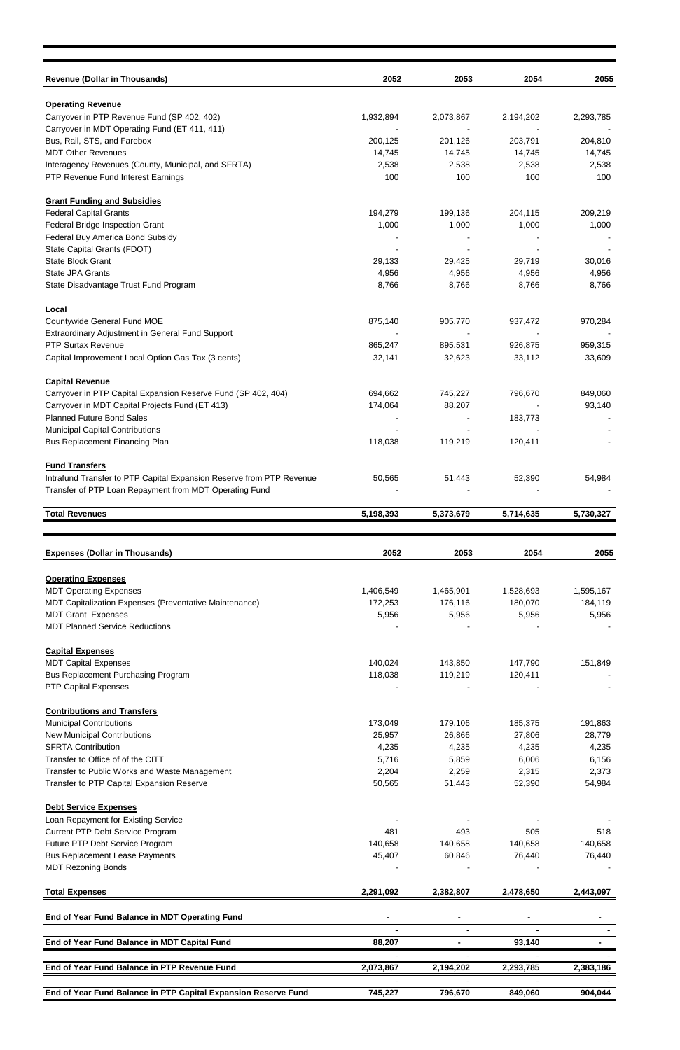| Revenue (Dollar in Thousands) | 2052 | 2053 | 2054 | 2055 |
|---|---|---|---|---|
| **Operating Revenue** | | | | |
| Carryover in PTP Revenue Fund (SP 402, 402) | 1,932,894 | 2,073,867 | 2,194,202 | 2,293,785 |
| Carryover in MDT Operating Fund (ET 411, 411) | - | - | - | - |
| Bus, Rail, STS, and Farebox | 200,125 | 201,126 | 203,791 | 204,810 |
| MDT Other Revenues | 14,745 | 14,745 | 14,745 | 14,745 |
| Interagency Revenues (County, Municipal, and SFRTA) | 2,538 | 2,538 | 2,538 | 2,538 |
| PTP Revenue Fund Interest Earnings | 100 | 100 | 100 | 100 |
| **Grant Funding and Subsidies** | | | | |
| Federal Capital Grants | 194,279 | 199,136 | 204,115 | 209,219 |
| Federal Bridge Inspection Grant | 1,000 | 1,000 | 1,000 | 1,000 |
| Federal Buy America Bond Subsidy | - | - | - | - |
| State Capital Grants (FDOT) | - | - | - | - |
| State Block Grant | 29,133 | 29,425 | 29,719 | 30,016 |
| State JPA Grants | 4,956 | 4,956 | 4,956 | 4,956 |
| State Disadvantage Trust Fund Program | 8,766 | 8,766 | 8,766 | 8,766 |
| **Local** | | | | |
| Countywide General Fund MOE | 875,140 | 905,770 | 937,472 | 970,284 |
| Extraordinary Adjustment in General Fund Support | - | - | - | - |
| PTP Surtax Revenue | 865,247 | 895,531 | 926,875 | 959,315 |
| Capital Improvement Local Option Gas Tax (3 cents) | 32,141 | 32,623 | 33,112 | 33,609 |
| **Capital Revenue** | | | | |
| Carryover in PTP Capital Expansion Reserve Fund (SP 402, 404) | 694,662 | 745,227 | 796,670 | 849,060 |
| Carryover in MDT Capital Projects Fund (ET 413) | 174,064 | 88,207 | - | 93,140 |
| Planned Future Bond Sales | - | - | 183,773 | - |
| Municipal Capital Contributions | - | - | - | - |
| Bus Replacement Financing Plan | 118,038 | 119,219 | 120,411 | - |
| **Fund Transfers** | | | | |
| Intrafund Transfer to PTP Capital Expansion Reserve from PTP Revenue | 50,565 | 51,443 | 52,390 | 54,984 |
| Transfer of PTP Loan Repayment from MDT Operating Fund | - | - | - | - |
| **Total Revenues** | **5,198,393** | **5,373,679** | **5,714,635** | **5,730,327** |

| Expenses (Dollar in Thousands) | 2052 | 2053 | 2054 | 2055 |
|---|---|---|---|---|
| **Operating Expenses** | | | | |
| MDT Operating Expenses | 1,406,549 | 1,465,901 | 1,528,693 | 1,595,167 |
| MDT Capitalization Expenses (Preventative Maintenance) | 172,253 | 176,116 | 180,070 | 184,119 |
| MDT Grant Expenses | 5,956 | 5,956 | 5,956 | 5,956 |
| MDT Planned Service Reductions | - | - | - | - |
| **Capital Expenses** | | | | |
| MDT Capital Expenses | 140,024 | 143,850 | 147,790 | 151,849 |
| Bus Replacement Purchasing Program | 118,038 | 119,219 | 120,411 | - |
| PTP Capital Expenses | - | - | - | - |
| **Contributions and Transfers** | | | | |
| Municipal Contributions | 173,049 | 179,106 | 185,375 | 191,863 |
| New Municipal Contributions | 25,957 | 26,866 | 27,806 | 28,779 |
| SFRTA Contribution | 4,235 | 4,235 | 4,235 | 4,235 |
| Transfer to Office of of the CITT | 5,716 | 5,859 | 6,006 | 6,156 |
| Transfer to Public Works and Waste Management | 2,204 | 2,259 | 2,315 | 2,373 |
| Transfer to PTP Capital Expansion Reserve | 50,565 | 51,443 | 52,390 | 54,984 |
| **Debt Service Expenses** | | | | |
| Loan Repayment for Existing Service | - | - | - | - |
| Current PTP Debt Service Program | 481 | 493 | 505 | 518 |
| Future PTP Debt Service Program | 140,658 | 140,658 | 140,658 | 140,658 |
| Bus Replacement Lease Payments | 45,407 | 60,846 | 76,440 | 76,440 |
| MDT Rezoning Bonds | - | - | - | - |
| **Total Expenses** | **2,291,092** | **2,382,807** | **2,478,650** | **2,443,097** |
| **End of Year Fund Balance in MDT Operating Fund** | **-** | **-** | **-** | **-** |
| **End of Year Fund Balance in MDT Capital Fund** | **88,207** | **-** | **93,140** | **-** |
| **End of Year Fund Balance in PTP Revenue Fund** | **2,073,867** | **2,194,202** | **2,293,785** | **2,383,186** |
| **End of Year Fund Balance in PTP Capital Expansion Reserve Fund** | **745,227** | **796,670** | **849,060** | **904,044** |